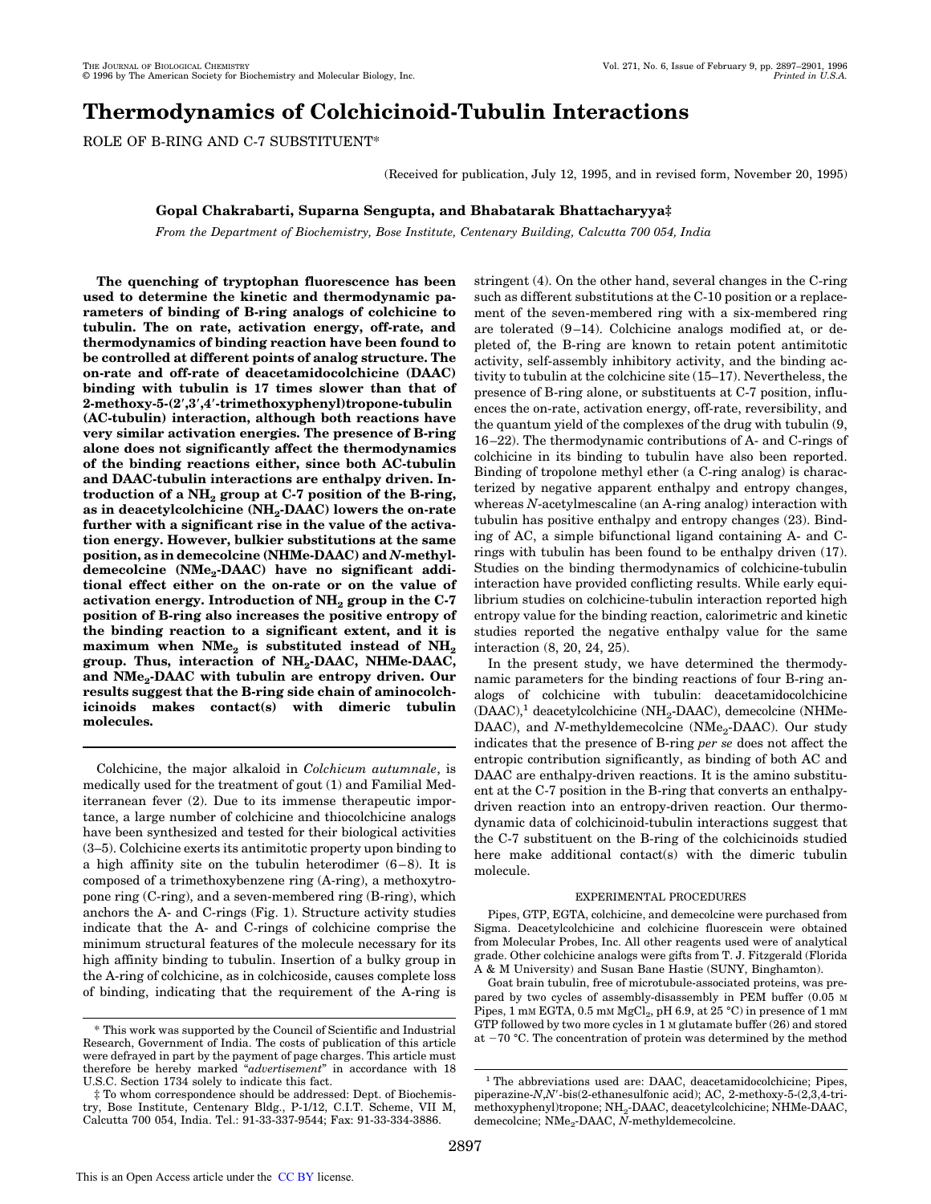# Thermodynamics of Colchicinoid-Tubulin Interactions

ROLE OF B-RING AND C-7 SUBSTITUENT*

(Received for publication, July 12, 1995, and in revised form, November 20, 1995)

**Gopal Chakrabarti, Suparna Sengupta, and Bhabatarak Bhattacharyya‡**

*From the Department of Biochemistry, Bose Institute, Centenary Building, Calcutta 700 054, India*

**The quenching of tryptophan fluorescence has been used to determine the kinetic and thermodynamic parameters of binding of B-ring analogs of colchicine to tubulin. The on rate, activation energy, off-rate, and thermodynamics of binding reaction have been found to be controlled at different points of analog structure. The on-rate and off-rate of deacetamidocolchicine (DAAC) binding with tubulin is 17 times slower than that of 2-methoxy-5-(2′,3′,4′-trimethoxyphenyl)tropone-tubulin (AC-tubulin) interaction, although both reactions have very similar activation energies. The presence of B-ring alone does not significantly affect the thermodynamics of the binding reactions either, since both AC-tubulin and DAAC-tubulin interactions are enthalpy driven. Introduction of a $NH_2$ group at C-7 position of the B-ring, as in deacetylcolchicine ($NH_2$-DAAC) lowers the on-rate further with a significant rise in the value of the activation energy. However, bulkier substitutions at the same position, as in demecolcine (NHMe-DAAC) and *N*-methyldemecolcine ($NMe_2$-DAAC) have no significant additional effect either on the on-rate or on the value of activation energy. Introduction of $NH_2$ group in the C-7 position of B-ring also increases the positive entropy of the binding reaction to a significant extent, and it is maximum when $NMe_2$ is substituted instead of $NH_2$ group. Thus, interaction of $NH_2$-DAAC, NHMe-DAAC, and $NMe_2$-DAAC with tubulin are entropy driven. Our results suggest that the B-ring side chain of aminocolchicinoids makes contact(s) with dimeric tubulin molecules.**

Colchicine, the major alkaloid in *Colchicum autumnale*, is medically used for the treatment of gout (1) and Familial Mediterranean fever (2). Due to its immense therapeutic importance, a large number of colchicine and thiocolchicine analogs have been synthesized and tested for their biological activities (3–5). Colchicine exerts its antimitotic property upon binding to a high affinity site on the tubulin heterodimer (6–8). It is composed of a trimethoxybenzene ring (A-ring), a methoxytropone ring (C-ring), and a seven-membered ring (B-ring), which anchors the A- and C-rings (Fig. 1). Structure activity studies indicate that the A- and C-rings of colchicine comprise the minimum structural features of the molecule necessary for its high affinity binding to tubulin. Insertion of a bulky group in the A-ring of colchicine, as in colchicoside, causes complete loss of binding, indicating that the requirement of the A-ring is stringent (4). On the other hand, several changes in the C-ring such as different substitutions at the C-10 position or a replacement of the seven-membered ring with a six-membered ring are tolerated (9–14). Colchicine analogs modified at, or depleted of, the B-ring are known to retain potent antimitotic activity, self-assembly inhibitory activity, and the binding activity to tubulin at the colchicine site (15–17). Nevertheless, the presence of B-ring alone, or substituents at C-7 position, influences the on-rate, activation energy, off-rate, reversibility, and the quantum yield of the complexes of the drug with tubulin (9, 16–22). The thermodynamic contributions of A- and C-rings of colchicine in its binding to tubulin have also been reported. Binding of tropolone methyl ether (a C-ring analog) is characterized by negative apparent enthalpy and entropy changes, whereas *N*-acetylmescaline (an A-ring analog) interaction with tubulin has positive enthalpy and entropy changes (23). Binding of AC, a simple bifunctional ligand containing A- and C-rings with tubulin has been found to be enthalpy driven (17). Studies on the binding thermodynamics of colchicine-tubulin interaction have provided conflicting results. While early equilibrium studies on colchicine-tubulin interaction reported high entropy value for the binding reaction, calorimetric and kinetic studies reported the negative enthalpy value for the same interaction (8, 20, 24, 25).

In the present study, we have determined the thermodynamic parameters for the binding reactions of four B-ring analogs of colchicine with tubulin: deacetamidocolchicine (DAAC),[1] deacetylcolchicine ($NH_2$-DAAC), demecolcine (NHMe-DAAC), and *N*-methyldemecolcine ($NMe_2$-DAAC). Our study indicates that the presence of B-ring *per se* does not affect the entropic contribution significantly, as binding of both AC and DAAC are enthalpy-driven reactions. It is the amino substituent at the C-7 position in the B-ring that converts an enthalpy-driven reaction into an entropy-driven reaction. Our thermodynamic data of colchicinoid-tubulin interactions suggest that the C-7 substituent on the B-ring of the colchicinoids studied here make additional contact(s) with the dimeric tubulin molecule.

## EXPERIMENTAL PROCEDURES

Pipes, GTP, EGTA, colchicine, and demecolcine were purchased from Sigma. Deacetylcolchicine and colchicine fluorescein were obtained from Molecular Probes, Inc. All other reagents used were of analytical grade. Other colchicine analogs were gifts from T. J. Fitzgerald (Florida A & M University) and Susan Bane Hastie (SUNY, Binghamton).

Goat brain tubulin, free of microtubule-associated proteins, was prepared by two cycles of assembly-disassembly in PEM buffer (0.05 M Pipes, 1 mM EGTA, 0.5 mM $MgCl_2$, pH 6.9, at 25 °C) in presence of 1 mM GTP followed by two more cycles in 1 M glutamate buffer (26) and stored at −70 °C. The concentration of protein was determined by the method

* This work was supported by the Council of Scientific and Industrial Research, Government of India. The costs of publication of this article were defrayed in part by the payment of page charges. This article must therefore be hereby marked "*advertisement*" in accordance with 18 U.S.C. Section 1734 solely to indicate this fact.

‡ To whom correspondence should be addressed: Dept. of Biochemistry, Bose Institute, Centenary Bldg., P-1/12, C.I.T. Scheme, VII M, Calcutta 700 054, India. Tel.: 91-33-337-9544; Fax: 91-33-334-3886.

[1] The abbreviations used are: DAAC, deacetamidocolchicine; Pipes, piperazine-*N*,*N*′-bis(2-ethanesulfonic acid); AC, 2-methoxy-5-(2,3,4-trimethoxyphenyl)tropone; $NH_2$-DAAC, deacetylcolchicine; NHMe-DAAC, demecolcine; $NMe_2$-DAAC, *N*-methyldemecolcine.

This is an Open Access article under the CC BY license.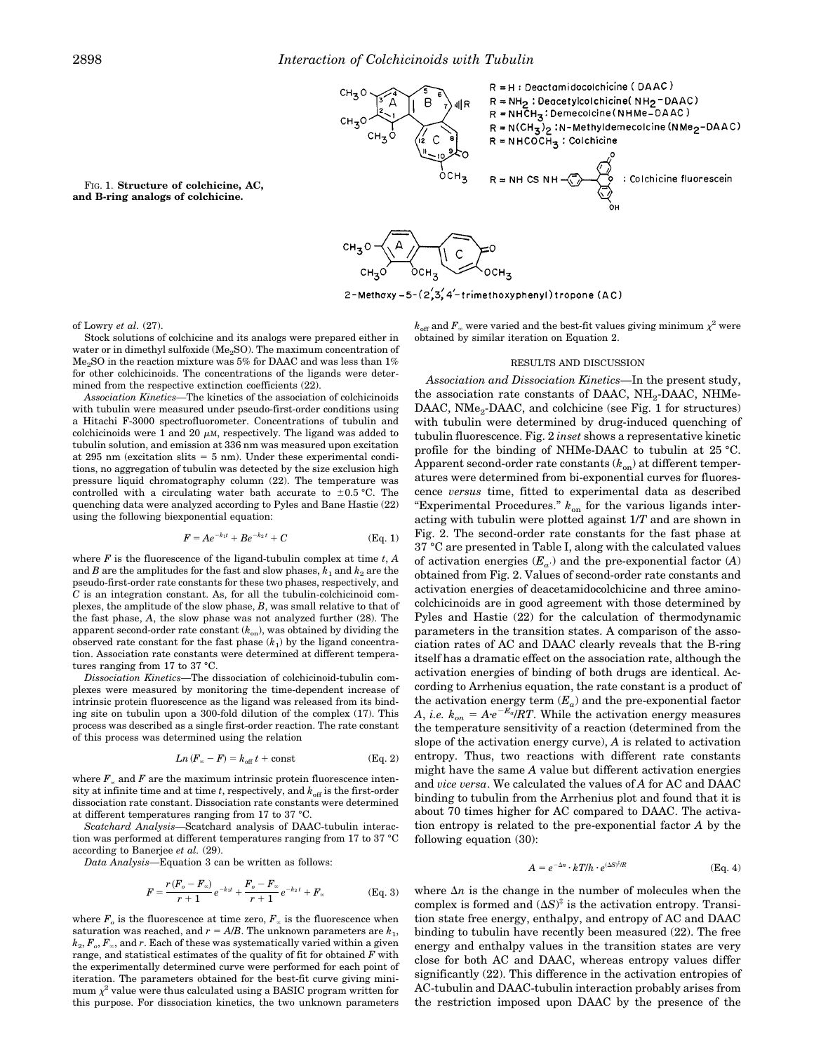FIG. 1. **Structure of colchicine, AC, and B-ring analogs of colchicine.**

R = H : Deacetamidocolchicine (DAAC)
R = $NH_2$ : Deacetylcolchicine ($NH_2$-DAAC)
R = $NHCH_3$ : Demecolcine (NHMe-DAAC)
R = $N(CH_3)_2$ : N-Methyldemecolcine ($NMe_2$-DAAC)
R = $NHCOCH_3$ : Colchicine
R = NH CS NH– : Colchicine fluorescein

2-Methoxy-5-(2′,3′,4′-trimethoxyphenyl)tropone (AC)

of Lowry *et al.* (27).

Stock solutions of colchicine and its analogs were prepared either in water or in dimethyl sulfoxide ($Me_2SO$). The maximum concentration of $Me_2SO$ in the reaction mixture was 5% for DAAC and was less than 1% for other colchicinoids. The concentrations of the ligands were determined from the respective extinction coefficients (22).

*Association Kinetics*—The kinetics of the association of colchicinoids with tubulin were measured under pseudo-first-order conditions using a Hitachi F-3000 spectrofluorometer. Concentrations of tubulin and colchicinoids were 1 and 20 μM, respectively. The ligand was added to tubulin solution, and emission at 336 nm was measured upon excitation at 295 nm (excitation slits = 5 nm). Under these experimental conditions, no aggregation of tubulin was detected by the size exclusion high pressure liquid chromatography column (22). The temperature was controlled with a circulating water bath accurate to ±0.5 °C. The quenching data were analyzed according to Pyles and Bane Hastie (22) using the following biexponential equation:

$$F = Ae^{-k_1t} + Be^{-k_2t} + C \quad \text{(Eq. 1)}$$

where $F$ is the fluorescence of the ligand-tubulin complex at time $t$, $A$ and $B$ are the amplitudes for the fast and slow phases, $k_1$ and $k_2$ are the pseudo-first-order rate constants for these two phases, respectively, and $C$ is an integration constant. As, for all the tubulin-colchicinoid complexes, the amplitude of the slow phase, $B$, was small relative to that of the fast phase, $A$, the slow phase was not analyzed further (28). The apparent second-order rate constant ($k_{on}$), was obtained by dividing the observed rate constant for the fast phase ($k_1$) by the ligand concentration. Association rate constants were determined at different temperatures ranging from 17 to 37 °C.

*Dissociation Kinetics*—The dissociation of colchicinoid-tubulin complexes were measured by monitoring the time-dependent increase of intrinsic protein fluorescence as the ligand was released from its binding site on tubulin upon a 300-fold dilution of the complex (17). This process was described as a single first-order reaction. The rate constant of this process was determined using the relation

$$Ln\,(F_\infty - F) = k_{off}\,t + \text{const} \quad \text{(Eq. 2)}$$

where $F_\infty$ and $F$ are the maximum intrinsic protein fluorescence intensity at infinite time and at time $t$, respectively, and $k_{off}$ is the first-order dissociation rate constant. Dissociation rate constants were determined at different temperatures ranging from 17 to 37 °C.

*Scatchard Analysis*—Scatchard analysis of DAAC-tubulin interaction was performed at different temperatures ranging from 17 to 37 °C according to Banerjee *et al.* (29).

*Data Analysis*—Equation 3 can be written as follows:

$$F = \frac{r(F_o - F_\infty)}{r+1}e^{-k_1t} + \frac{F_o - F_\infty}{r+1}e^{-k_2t} + F_\infty \quad \text{(Eq. 3)}$$

where $F_o$ is the fluorescence at time zero, $F_\infty$ is the fluorescence when saturation was reached, and $r = A/B$. The unknown parameters are $k_1$, $k_2$, $F_o$, $F_\infty$, and $r$. Each of these was systematically varied within a given range, and statistical estimates of the quality of fit for obtained $F$ with the experimentally determined curve were performed for each point of iteration. The parameters obtained for the best-fit curve giving minimum $\chi^2$ value were thus calculated using a BASIC program written for this purpose. For dissociation kinetics, the two unknown parameters $k_{off}$ and $F_\infty$ were varied and the best-fit values giving minimum $\chi^2$ were obtained by similar iteration on Equation 2.

## RESULTS AND DISCUSSION

*Association and Dissociation Kinetics*—In the present study, the association rate constants of DAAC, $NH_2$-DAAC, NHMe-DAAC, $NMe_2$-DAAC, and colchicine (see Fig. 1 for structures) with tubulin were determined by drug-induced quenching of tubulin fluorescence. Fig. 2 *inset* shows a representative kinetic profile for the binding of NHMe-DAAC to tubulin at 25 °C. Apparent second-order rate constants ($k_{on}$) at different temperatures were determined from bi-exponential curves for fluorescence *versus* time, fitted to experimental data as described "Experimental Procedures." $k_{on}$ for the various ligands interacting with tubulin were plotted against $1/T$ and are shown in Fig. 2. The second-order rate constants for the fast phase at 37 °C are presented in Table I, along with the calculated values of activation energies ($E_{a'}$) and the pre-exponential factor ($A$) obtained from Fig. 2. Values of second-order rate constants and activation energies of deacetamidocolchicine and three aminocolchicinoids are in good agreement with those determined by Pyles and Hastie (22) for the calculation of thermodynamic parameters in the transition states. A comparison of the association rates of AC and DAAC clearly reveals that the B-ring itself has a dramatic effect on the association rate, although the activation energies of binding of both drugs are identical. According to Arrhenius equation, the rate constant is a product of the activation energy term ($E_a$) and the pre-exponential factor $A$, *i.e.* $k_{on} = A{\cdot}e^{-E_a}/RT$. While the activation energy measures the temperature sensitivity of a reaction (determined from the slope of the activation energy curve), $A$ is related to activation entropy. Thus, two reactions with different rate constants might have the same $A$ value but different activation energies and *vice versa*. We calculated the values of $A$ for AC and DAAC binding to tubulin from the Arrhenius plot and found that it is about 70 times higher for AC compared to DAAC. The activation entropy is related to the pre-exponential factor $A$ by the following equation (30):

$$A = e^{-\Delta n} \cdot kT/h \cdot e^{(\Delta S)^{\ddagger}/R} \quad \text{(Eq. 4)}$$

where $\Delta n$ is the change in the number of molecules when the complex is formed and $(\Delta S)^{\ddagger}$ is the activation entropy. Transition state free energy, enthalpy, and entropy of AC and DAAC binding to tubulin have recently been measured (22). The free energy and enthalpy values in the transition states are very close for both AC and DAAC, whereas entropy values differ significantly (22). This difference in the activation entropies of AC-tubulin and DAAC-tubulin interaction probably arises from the restriction imposed upon DAAC by the presence of the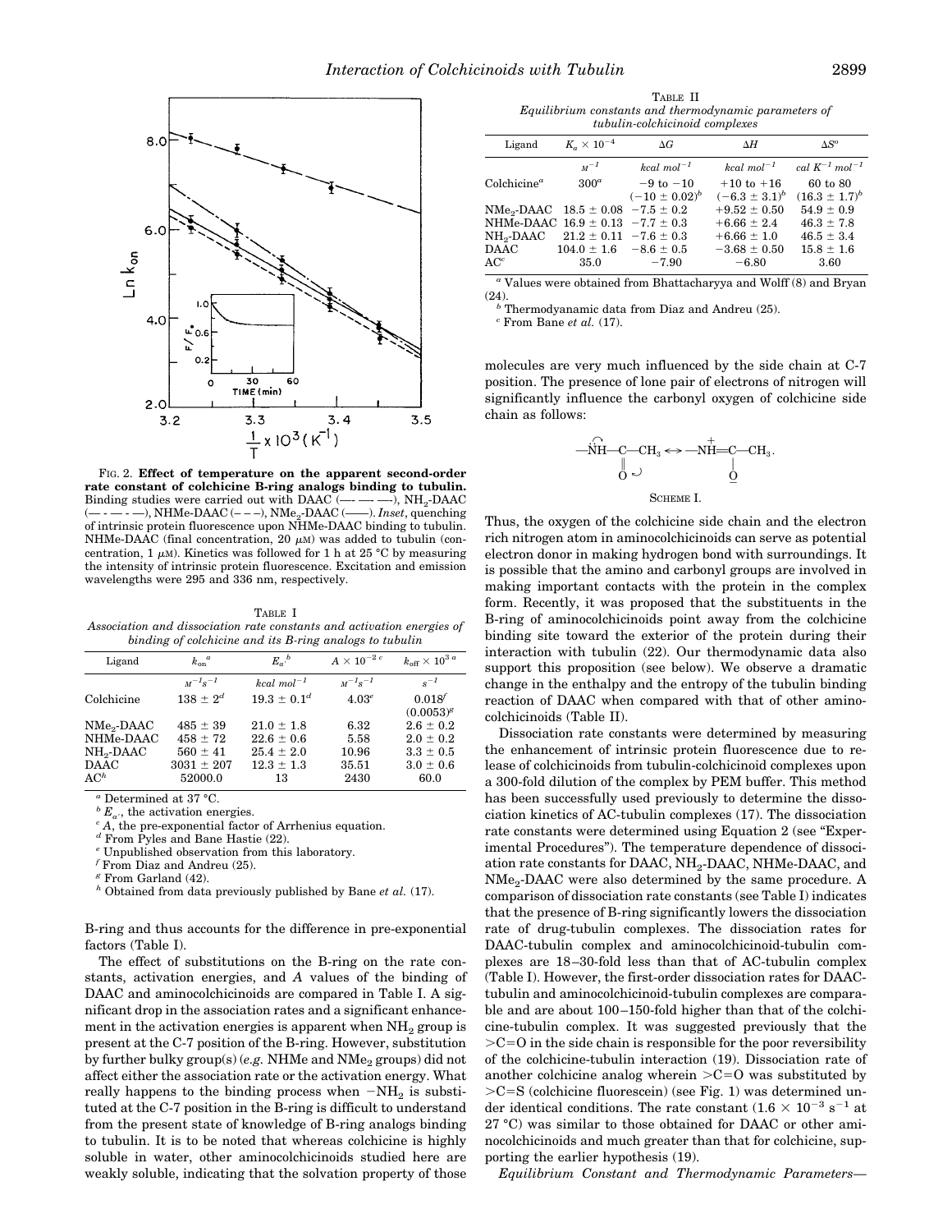FIG. 2. **Effect of temperature on the apparent second-order rate constant of colchicine B-ring analogs binding to tubulin.** Binding studies were carried out with DAAC (— - — -), $NH_2$-DAAC (— - - — - —), NHMe-DAAC (– – –), $NMe_2$-DAAC (——). *Inset*, quenching of intrinsic protein fluorescence upon NHMe-DAAC binding to tubulin. NHMe-DAAC (final concentration, 20 μM) was added to tubulin (concentration, 1 μM). Kinetics was followed for 1 h at 25 °C by measuring the intensity of intrinsic protein fluorescence. Excitation and emission wavelengths were 295 and 336 nm, respectively.

TABLE I
*Association and dissociation rate constants and activation energies of binding of colchicine and its B-ring analogs to tubulin*

| Ligand | $k_{on}$[a] | $E_a$[b] | $A \times 10^{-2}$ [c] | $k_{off} \times 10^{3}$ [a] |
|---|---|---|---|---|
| | $M^{-1}s^{-1}$ | $kcal\ mol^{-1}$ | $M^{-1}s^{-1}$ | $s^{-1}$ |
| Colchicine | 138 ± 2[d] | 19.3 ± 0.1[d] | 4.03[e] | 0.018[f] (0.0053)[g] |
| $NMe_2$-DAAC | 485 ± 39 | 21.0 ± 1.8 | 6.32 | 2.6 ± 0.2 |
| NHMe-DAAC | 458 ± 72 | 22.6 ± 0.6 | 5.58 | 2.0 ± 0.2 |
| $NH_2$-DAAC | 560 ± 41 | 25.4 ± 2.0 | 10.96 | 3.3 ± 0.5 |
| DAAC | 3031 ± 207 | 12.3 ± 1.3 | 35.51 | 3.0 ± 0.6 |
| AC[h] | 52000.0 | 13 | 2430 | 60.0 |

[a] Determined at 37 °C.
[b] $E_a$, the activation energies.
[c] $A$, the pre-exponential factor of Arrhenius equation.
[d] From Pyles and Bane Hastie (22).
[e] Unpublished observation from this laboratory.
[f] From Diaz and Andreu (25).
[g] From Garland (42).
[h] Obtained from data previously published by Bane *et al.* (17).

B-ring and thus accounts for the difference in pre-exponential factors (Table I).

The effect of substitutions on the B-ring on the rate constants, activation energies, and $A$ values of the binding of DAAC and aminocolchicinoids are compared in Table I. A significant drop in the association rates and a significant enhancement in the activation energies is apparent when $NH_2$ group is present at the C-7 position of the B-ring. However, substitution by further bulky group(s) (*e.g.* NHMe and $NMe_2$ groups) did not affect either the association rate or the activation energy. What really happens to the binding process when $-NH_2$ is substituted at the C-7 position in the B-ring is difficult to understand from the present state of knowledge of B-ring analogs binding to tubulin. It is to be noted that whereas colchicine is highly soluble in water, other aminocolchicinoids studied here are weakly soluble, indicating that the solvation property of those

TABLE II
*Equilibrium constants and thermodynamic parameters of tubulin-colchicinoid complexes*

| Ligand | $K_a \times 10^{-4}$ | ΔG | ΔH | ΔS° |
|---|---|---|---|---|
| | $M^{-1}$ | $kcal\ mol^{-1}$ | $kcal\ mol^{-1}$ | $cal\ K^{-1}\ mol^{-1}$ |
| Colchicine[a] | 300[a] | −9 to −10 (−10 ± 0.02)[b] | +10 to +16 (−6.3 ± 3.1)[b] | 60 to 80 (16.3 ± 1.7)[b] |
| $NMe_2$-DAAC | 18.5 ± 0.08 | −7.5 ± 0.2 | +9.52 ± 0.50 | 54.9 ± 0.9 |
| NHMe-DAAC | 16.9 ± 0.13 | −7.7 ± 0.3 | +6.66 ± 2.4 | 46.3 ± 7.8 |
| $NH_2$-DAAC | 21.2 ± 0.11 | −7.6 ± 0.3 | +6.66 ± 1.0 | 46.5 ± 3.4 |
| DAAC | 104.0 ± 1.6 | −8.6 ± 0.5 | −3.68 ± 0.50 | 15.8 ± 1.6 |
| AC[c] | 35.0 | −7.90 | −6.80 | 3.60 |

[a] Values were obtained from Bhattacharyya and Wolff (8) and Bryan (24).
[b] Thermodyanamic data from Diaz and Andreu (25).
[c] From Bane *et al.* (17).

molecules are very much influenced by the side chain at C-7 position. The presence of lone pair of electrons of nitrogen will significantly influence the carbonyl oxygen of colchicine side chain as follows:

$$-\ddot{N}H-\underset{\underset{O}{\|}}{C}-CH_3 \leftrightarrow -\overset{+}{N}H=\underset{\underset{\underline{O}^-}{|}}{C}-CH_3.$$

SCHEME I.

Thus, the oxygen of the colchicine side chain and the electron rich nitrogen atom in aminocolchicinoids can serve as potential electron donor in making hydrogen bond with surroundings. It is possible that the amino and carbonyl groups are involved in making important contacts with the protein in the complex form. Recently, it was proposed that the substituents in the B-ring of aminocolchicinoids point away from the colchicine binding site toward the exterior of the protein during their interaction with tubulin (22). Our thermodynamic data also support this proposition (see below). We observe a dramatic change in the enthalpy and the entropy of the tubulin binding reaction of DAAC when compared with that of other aminocolchicinoids (Table II).

Dissociation rate constants were determined by measuring the enhancement of intrinsic protein fluorescence due to release of colchicinoids from tubulin-colchicinoid complexes upon a 300-fold dilution of the complex by PEM buffer. This method has been successfully used previously to determine the dissociation kinetics of AC-tubulin complexes (17). The dissociation rate constants were determined using Equation 2 (see "Experimental Procedures"). The temperature dependence of dissociation rate constants for DAAC, $NH_2$-DAAC, NHMe-DAAC, and $NMe_2$-DAAC were also determined by the same procedure. A comparison of dissociation rate constants (see Table I) indicates that the presence of B-ring significantly lowers the dissociation rate of drug-tubulin complexes. The dissociation rates for DAAC-tubulin complex and aminocolchicinoid-tubulin complexes are 18–30-fold less than that of AC-tubulin complex (Table I). However, the first-order dissociation rates for DAAC-tubulin and aminocolchicinoid-tubulin complexes are comparable and are about 100–150-fold higher than that of the colchicine-tubulin complex. It was suggested previously that the >C=O in the side chain is responsible for the poor reversibility of the colchicine-tubulin interaction (19). Dissociation rate of another colchicine analog wherein >C=O was substituted by >C=S (colchicine fluorescein) (see Fig. 1) was determined under identical conditions. The rate constant ($1.6 \times 10^{-3}\ s^{-1}$ at 27 °C) was similar to those obtained for DAAC or other aminocolchicinoids and much greater than that for colchicine, supporting the earlier hypothesis (19).

*Equilibrium Constant and Thermodynamic Parameters*—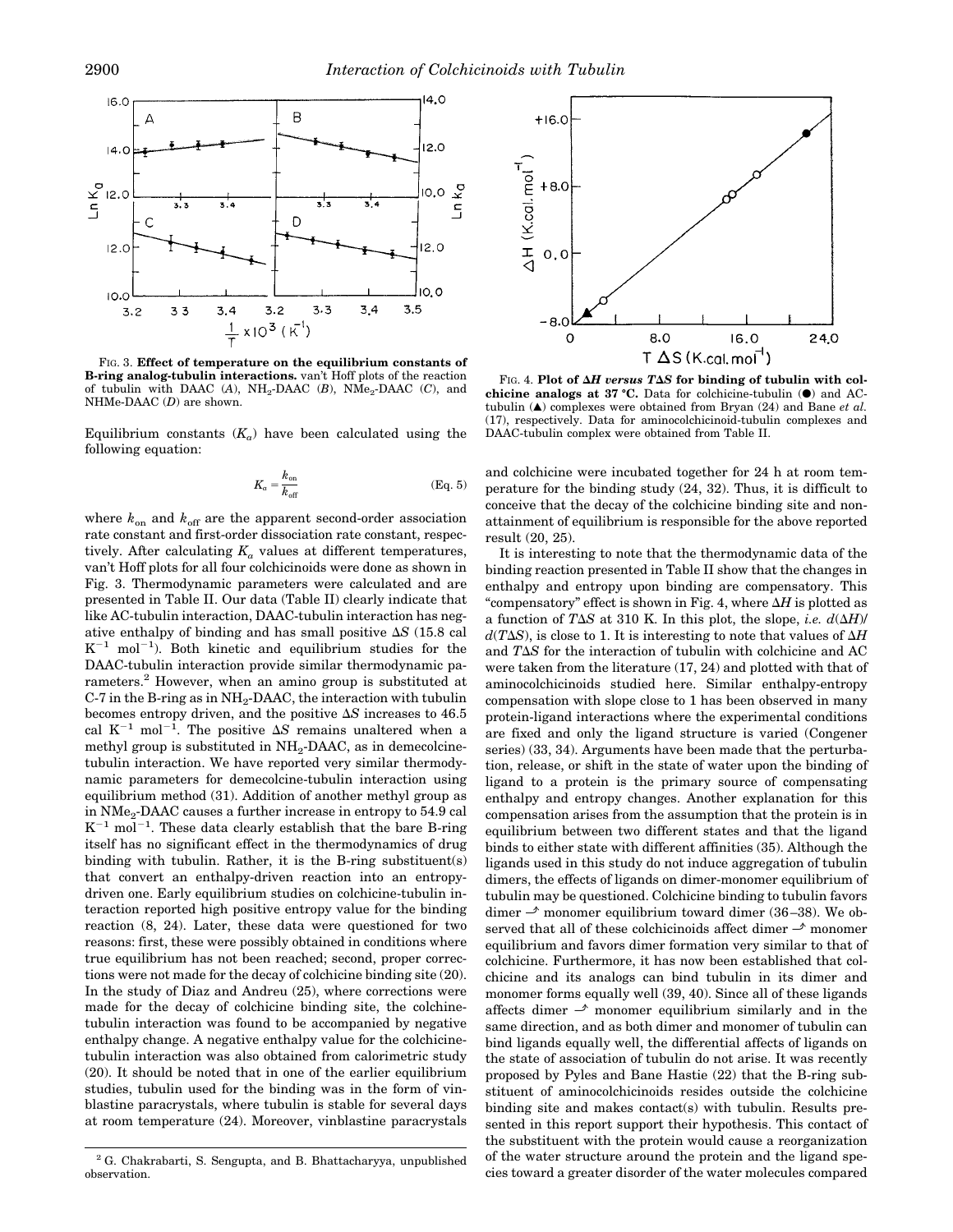FIG. 3. **Effect of temperature on the equilibrium constants of B-ring analog-tubulin interactions.** van't Hoff plots of the reaction of tubulin with DAAC (*A*), $NH_2$-DAAC (*B*), $NMe_2$-DAAC (*C*), and NHMe-DAAC (*D*) are shown.

Equilibrium constants ($K_a$) have been calculated using the following equation:

$$K_a = \frac{k_{on}}{k_{off}} \quad \text{(Eq. 5)}$$

where $k_{on}$ and $k_{off}$ are the apparent second-order association rate constant and first-order dissociation rate constant, respectively. After calculating $K_a$ values at different temperatures, van't Hoff plots for all four colchicinoids were done as shown in Fig. 3. Thermodynamic parameters were calculated and are presented in Table II. Our data (Table II) clearly indicate that like AC-tubulin interaction, DAAC-tubulin interaction has negative enthalpy of binding and has small positive $\Delta S$ (15.8 cal $K^{-1}$ $mol^{-1}$). Both kinetic and equilibrium studies for the DAAC-tubulin interaction provide similar thermodynamic parameters.[2] However, when an amino group is substituted at C-7 in the B-ring as in $NH_2$-DAAC, the interaction with tubulin becomes entropy driven, and the positive $\Delta S$ increases to 46.5 cal $K^{-1}$ $mol^{-1}$. The positive $\Delta S$ remains unaltered when a methyl group is substituted in $NH_2$-DAAC, as in demecolcine-tubulin interaction. We have reported very similar thermodynamic parameters for demecolcine-tubulin interaction using equilibrium method (31). Addition of another methyl group as in $NMe_2$-DAAC causes a further increase in entropy to 54.9 cal $K^{-1}$ $mol^{-1}$. These data clearly establish that the bare B-ring itself has no significant effect in the thermodynamics of drug binding with tubulin. Rather, it is the B-ring substituent(s) that convert an enthalpy-driven reaction into an entropy-driven one. Early equilibrium studies on colchicine-tubulin interaction reported high positive entropy value for the binding reaction (8, 24). Later, these data were questioned for two reasons: first, these were possibly obtained in conditions where true equilibrium has not been reached; second, proper corrections were not made for the decay of colchicine binding site (20). In the study of Diaz and Andreu (25), where corrections were made for the decay of colchicine binding site, the colchine-tubulin interaction was found to be accompanied by negative enthalpy change. A negative enthalpy value for the colchicine-tubulin interaction was also obtained from calorimetric study (20). It should be noted that in one of the earlier equilibrium studies, tubulin used for the binding was in the form of vinblastine paracrystals, where tubulin is stable for several days at room temperature (24). Moreover, vinblastine paracrystals and colchicine were incubated together for 24 h at room temperature for the binding study (24, 32). Thus, it is difficult to conceive that the decay of the colchicine binding site and non-attainment of equilibrium is responsible for the above reported result (20, 25).

[2] G. Chakrabarti, S. Sengupta, and B. Bhattacharyya, unpublished observation.

FIG. 4. **Plot of $\Delta H$ versus $T\Delta S$ for binding of tubulin with colchicine analogs at 37 °C.** Data for colchicine-tubulin (●) and AC-tubulin (▲) complexes were obtained from Bryan (24) and Bane *et al.* (17), respectively. Data for aminocolchicinoid-tubulin complexes and DAAC-tubulin complex were obtained from Table II.

It is interesting to note that the thermodynamic data of the binding reaction presented in Table II show that the changes in enthalpy and entropy upon binding are compensatory. This "compensatory" effect is shown in Fig. 4, where $\Delta H$ is plotted as a function of $T\Delta S$ at 310 K. In this plot, the slope, *i.e.* $d(\Delta H)/d(T\Delta S)$, is close to 1. It is interesting to note that values of $\Delta H$ and $T\Delta S$ for the interaction of tubulin with colchicine and AC were taken from the literature (17, 24) and plotted with that of aminocolchicinoids studied here. Similar enthalpy-entropy compensation with slope close to 1 has been observed in many protein-ligand interactions where the experimental conditions are fixed and only the ligand structure is varied (Congener series) (33, 34). Arguments have been made that the perturbation, release, or shift in the state of water upon the binding of ligand to a protein is the primary source of compensating enthalpy and entropy changes. Another explanation for this compensation arises from the assumption that the protein is in equilibrium between two different states and that the ligand binds to either state with different affinities (35). Although the ligands used in this study do not induce aggregation of tubulin dimers, the effects of ligands on dimer-monomer equilibrium of tubulin may be questioned. Colchicine binding to tubulin favors dimer ⇀ monomer equilibrium toward dimer (36–38). We observed that all of these colchicinoids affect dimer ⇀ monomer equilibrium and favors dimer formation very similar to that of colchicine. Furthermore, it has now been established that colchicine and its analogs can bind tubulin in its dimer and monomer forms equally well (39, 40). Since all of these ligands affects dimer ⇀ monomer equilibrium similarly and in the same direction, and as both dimer and monomer of tubulin can bind ligands equally well, the differential affects of ligands on the state of association of tubulin do not arise. It was recently proposed by Pyles and Bane Hastie (22) that the B-ring substituent of aminocolchicinoids resides outside the colchicine binding site and makes contact(s) with tubulin. Results presented in this report support their hypothesis. This contact of the substituent with the protein would cause a reorganization of the water structure around the protein and the ligand species toward a greater disorder of the water molecules compared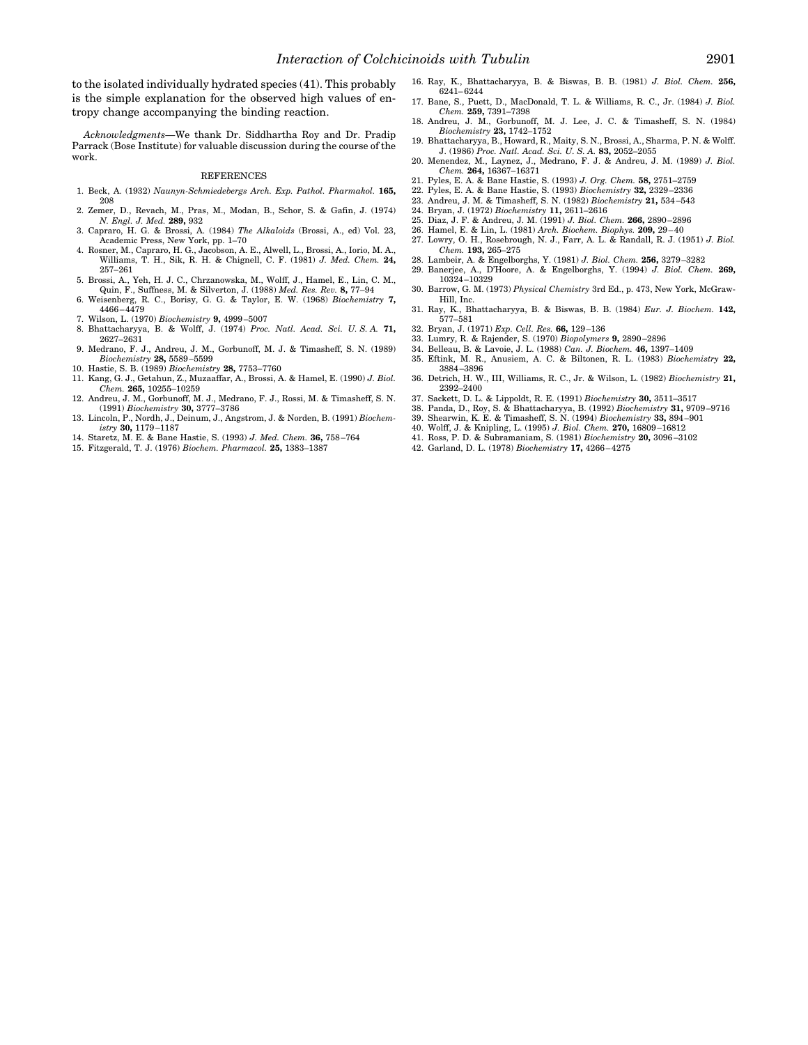to the isolated individually hydrated species (41). This probably is the simple explanation for the observed high values of entropy change accompanying the binding reaction.

*Acknowledgments*—We thank Dr. Siddhartha Roy and Dr. Pradip Parrack (Bose Institute) for valuable discussion during the course of the work.

## REFERENCES

1. Beck, A. (1932) *Naunyn-Schmiedebergs Arch. Exp. Pathol. Pharmakol.* **165,** 208
2. Zemer, D., Revach, M., Pras, M., Modan, B., Schor, S. & Gafin, J. (1974) *N. Engl. J. Med.* **289,** 932
3. Capraro, H. G. & Brossi, A. (1984) *The Alkaloids* (Brossi, A., ed) Vol. 23, Academic Press, New York, pp. 1–70
4. Rosner, M., Capraro, H. G., Jacobson, A. E., Alwell, L., Brossi, A., Iorio, M. A., Williams, T. H., Sik, R. H. & Chignell, C. F. (1981) *J. Med. Chem.* **24,** 257–261
5. Brossi, A., Yeh, H. J. C., Chrzanowska, M., Wolff, J., Hamel, E., Lin, C. M., Quin, F., Suffness, M. & Silverton, J. (1988) *Med. Res. Rev.* **8,** 77–94
6. Weisenberg, R. C., Borisy, G. G. & Taylor, E. W. (1968) *Biochemistry* **7,** 4466–4479
7. Wilson, L. (1970) *Biochemistry* **9,** 4999–5007
8. Bhattacharyya, B. & Wolff, J. (1974) *Proc. Natl. Acad. Sci. U. S. A.* **71,** 2627–2631
9. Medrano, F. J., Andreu, J. M., Gorbunoff, M. J. & Timasheff, S. N. (1989) *Biochemistry* **28,** 5589–5599
10. Hastie, S. B. (1989) *Biochemistry* **28,** 7753–7760
11. Kang, G. J., Getahun, Z., Muzaaffar, A., Brossi, A. & Hamel, E. (1990) *J. Biol. Chem.* **265,** 10255–10259
12. Andreu, J. M., Gorbunoff, M. J., Medrano, F. J., Rossi, M. & Timasheff, S. N. (1991) *Biochemistry* **30,** 3777–3786
13. Lincoln, P., Nordh, J., Deinum, J., Angstrom, J. & Norden, B. (1991) *Biochemistry* **30,** 1179–1187
14. Staretz, M. E. & Bane Hastie, S. (1993) *J. Med. Chem.* **36,** 758–764
15. Fitzgerald, T. J. (1976) *Biochem. Pharmacol.* **25,** 1383–1387
16. Ray, K., Bhattacharyya, B. & Biswas, B. B. (1981) *J. Biol. Chem.* **256,** 6241–6244
17. Bane, S., Puett, D., MacDonald, T. L. & Williams, R. C., Jr. (1984) *J. Biol. Chem.* **259,** 7391–7398
18. Andreu, J. M., Gorbunoff, M. J., Lee, J. C. & Timasheff, S. N. (1984) *Biochemistry* **23,** 1742–1752
19. Bhattacharyya, B., Howard, R., Maity, S. N., Brossi, A., Sharma, P. N. & Wolff. J. (1986) *Proc. Natl. Acad. Sci. U. S. A.* **83,** 2052–2055
20. Menendez, M., Laynez, J., Medrano, F. J. & Andreu, J. M. (1989) *J. Biol. Chem.* **264,** 16367–16371
21. Pyles, E. A. & Bane Hastie, S. (1993) *J. Org. Chem.* **58,** 2751–2759
22. Pyles, E. A. & Bane Hastie, S. (1993) *Biochemistry* **32,** 2329–2336
23. Andreu, J. M. & Timasheff, S. N. (1982) *Biochemistry* **21,** 534–543
24. Bryan, J. (1972) *Biochemistry* **11,** 2611–2616
25. Diaz, J. F. & Andreu, J. M. (1991) *J. Biol. Chem.* **266,** 2890–2896
26. Hamel, E. & Lin, L. (1981) *Arch. Biochem. Biophys.* **209,** 29–40
27. Lowry, O. H., Rosebrough, N. J., Farr, A. L. & Randall, R. J. (1951) *J. Biol. Chem.* **193,** 265–275
28. Lambeir, A. & Engelborghs, Y. (1981) *J. Biol. Chem.* **256,** 3279–3282
29. Banerjee, A., D'Hoore, A. & Engelborghs, Y. (1994) *J. Biol. Chem.* **269,** 10324–10329
30. Barrow, G. M. (1973) *Physical Chemistry* 3rd Ed., p. 473, New York, McGraw-Hill, Inc.
31. Ray, K., Bhattacharyya, B. & Biswas, B. B. (1984) *Eur. J. Biochem.* **142,** 577–581
32. Bryan, J. (1971) *Exp. Cell. Res.* **66,** 129–136
33. Lumry, R. & Rajender, S. (1970) *Biopolymers* **9,** 2890–2896
34. Belleau, B. & Lavoie, J. L. (1988) *Can. J. Biochem.* **46,** 1397–1409
35. Eftink, M. R., Anusiem, A. C. & Biltonen, R. L. (1983) *Biochemistry* **22,** 3884–3896
36. Detrich, H. W., III, Williams, R. C., Jr. & Wilson, L. (1982) *Biochemistry* **21,** 2392–2400
37. Sackett, D. L. & Lippoldt, R. E. (1991) *Biochemistry* **30,** 3511–3517
38. Panda, D., Roy, S. & Bhattacharyya, B. (1992) *Biochemistry* **31,** 9709–9716
39. Shearwin, K. E. & Timasheff, S. N. (1994) *Biochemistry* **33,** 894–901
40. Wolff, J. & Knipling, L. (1995) *J. Biol. Chem.* **270,** 16809–16812
41. Ross, P. D. & Subramaniam, S. (1981) *Biochemistry* **20,** 3096–3102
42. Garland, D. L. (1978) *Biochemistry* **17,** 4266–4275